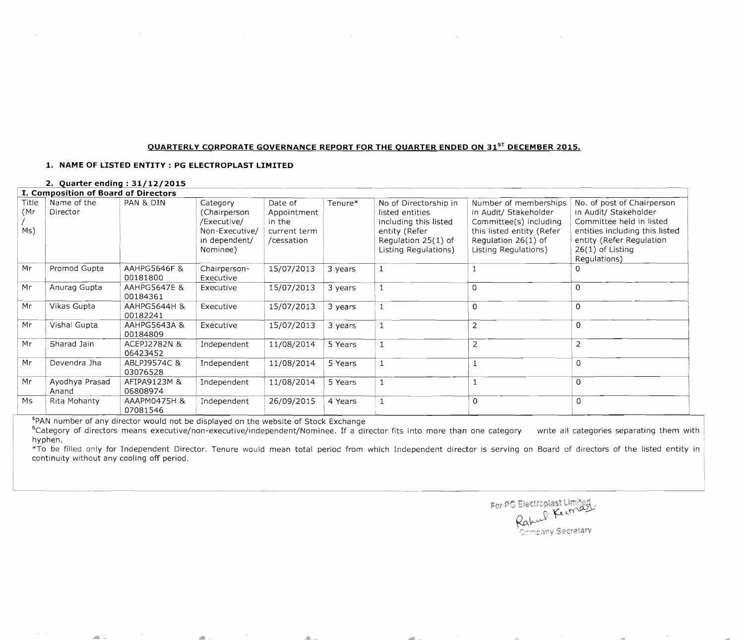**QUARTERLY CORPORATE GOVERNANCE REPORT FOR THE QUARTER ENDED ON 31[ST] DECEMBER 2015.**

**1. NAME OF LISTED ENTITY : PG ELECTROPLAST LIMITED**

**2. Quarter ending : 31/12/2015**

**I. Composition of Board of Directors**

| Title (Mr / Ms) | Name of the Director | PAN & DIN | Category (Chairperson /Executive/ Non-Executive/ in dependent/ Nominee) | Date of Appointment in the current term /cessation | Tenure* | No of Directorship in listed entities including this listed entity (Refer Regulation 25(1) of Listing Regulations) | Number of memberships in Audit/ Stakeholder Committee(s) including this listed entity (Refer Regulation 26(1) of Listing Regulations) | No. of post of Chairperson in Audit/ Stakeholder Committee held in listed entities including this listed entity (Refer Regulation 26(1) of Listing Regulations) |
|---|---|---|---|---|---|---|---|---|
| Mr | Promod Gupta | AAHPG5646F & 00181800 | Chairperson-Executive | 15/07/2013 | 3 years | 1 | 1 | 0 |
| Mr | Anurag Gupta | AAHPG5647E & 00184361 | Executive | 15/07/2013 | 3 years | 1 | 0 | 0 |
| Mr | Vikas Gupta | AAHPG5644H & 00182241 | Executive | 15/07/2013 | 3 years | 1 | 0 | 0 |
| Mr | Vishal Gupta | AAHPG5643A & 00184809 | Executive | 15/07/2013 | 3 years | 1 | 2 | 0 |
| Mr | Sharad Jain | ACEPJ2782N & 06423452 | Independent | 11/08/2014 | 5 Years | 1 | 2 | 2 |
| Mr | Devendra Jha | ABLPJ9574C & 03076528 | Independent | 11/08/2014 | 5 Years | 1 | 1 | 0 |
| Mr | Ayodhya Prasad Anand | AFIPA9123M & 06808974 | Independent | 11/08/2014 | 5 Years | 1 | 1 | 0 |
| Ms | Rita Mohanty | AAAPM0475H & 07081546 | Independent | 26/09/2015 | 4 Years | 1 | 0 | 0 |

[$]PAN number of any director would not be displayed on the website of Stock Exchange

[&]Category of directors means executive/non-executive/independent/Nominee. If a director fits into more than one category write all categories separating them with hyphen.

*To be filled only for Independent Director. Tenure would mean total period from which Independent director is serving on Board of directors of the listed entity in continuity without any cooling off period.

For PG Electroplast Limited

Rahul Kumar

Company Secretary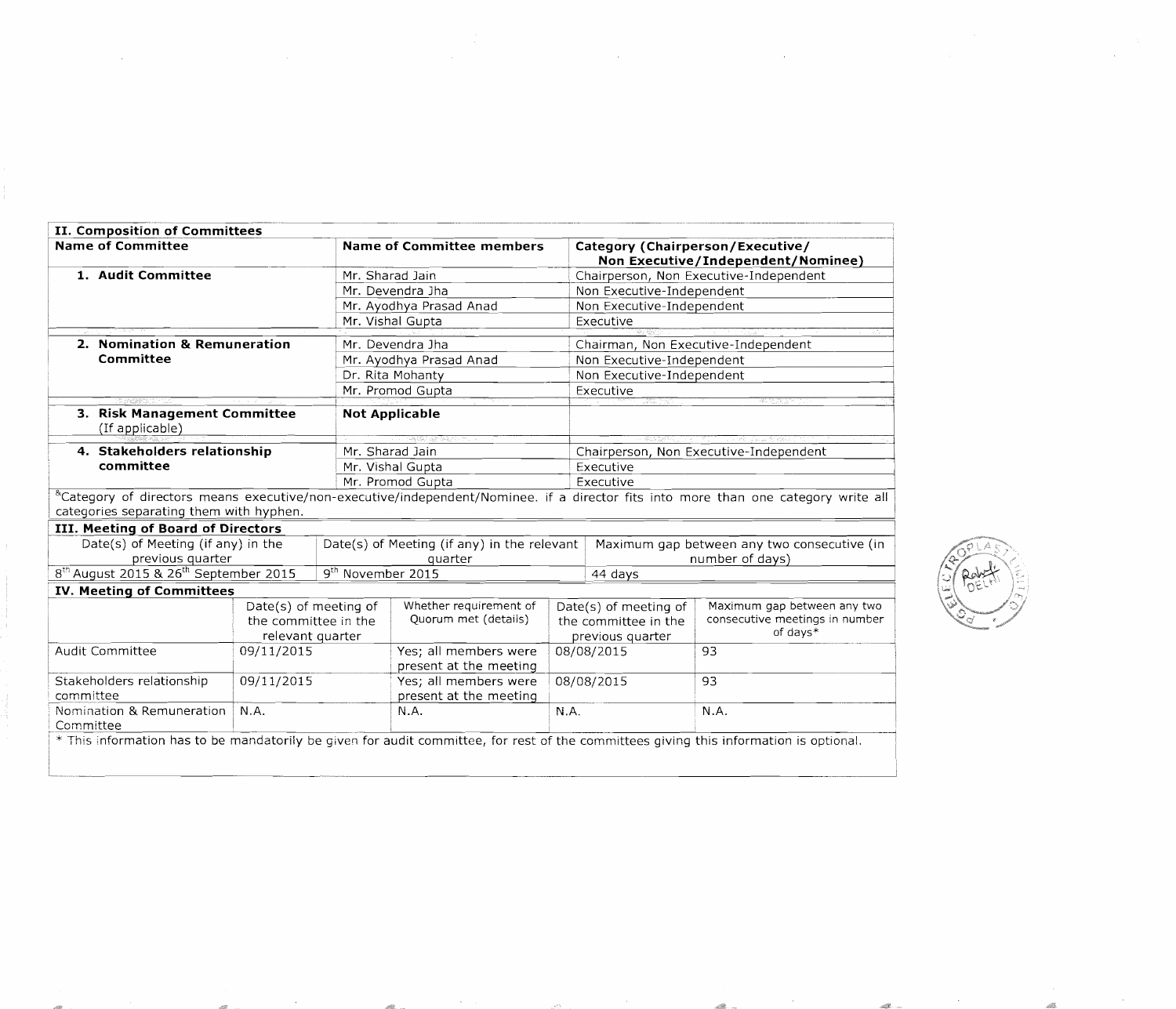## II. Composition of Committees

| Name of Committee | Name of Committee members | Category (Chairperson/Executive/ Non Executive/Independent/Nominee) |
|---|---|---|
| **1. Audit Committee** | Mr. Sharad Jain | Chairperson, Non Executive-Independent |
| | Mr. Devendra Jha | Non Executive-Independent |
| | Mr. Ayodhya Prasad Anad | Non Executive-Independent |
| | Mr. Vishal Gupta | Executive |
| **2. Nomination & Remuneration Committee** | Mr. Devendra Jha | Chairman, Non Executive-Independent |
| | Mr. Ayodhya Prasad Anad | Non Executive-Independent |
| | Dr. Rita Mohanty | Non Executive-Independent |
| | Mr. Promod Gupta | Executive |
| **3. Risk Management Committee** (If applicable) | **Not Applicable** | |
| **4. Stakeholders relationship committee** | Mr. Sharad Jain | Chairperson, Non Executive-Independent |
| | Mr. Vishal Gupta | Executive |
| | Mr. Promod Gupta | Executive |

&Category of directors means executive/non-executive/independent/Nominee. if a director fits into more than one category write all categories separating them with hyphen.

## III. Meeting of Board of Directors

| Date(s) of Meeting (if any) in the previous quarter | Date(s) of Meeting (if any) in the relevant quarter | Maximum gap between any two consecutive (in number of days) |
|---|---|---|
| 8th August 2015 & 26th September 2015 | 9th November 2015 | 44 days |

## IV. Meeting of Committees

| | Date(s) of meeting of the committee in the relevant quarter | Whether requirement of Quorum met (details) | Date(s) of meeting of the committee in the previous quarter | Maximum gap between any two consecutive meetings in number of days* |
|---|---|---|---|---|
| Audit Committee | 09/11/2015 | Yes; all members were present at the meeting | 08/08/2015 | 93 |
| Stakeholders relationship committee | 09/11/2015 | Yes; all members were present at the meeting | 08/08/2015 | 93 |
| Nomination & Remuneration Committee | N.A. | N.A. | N.A. | N.A. |

* This information has to be mandatorily be given for audit committee, for rest of the committees giving this information is optional.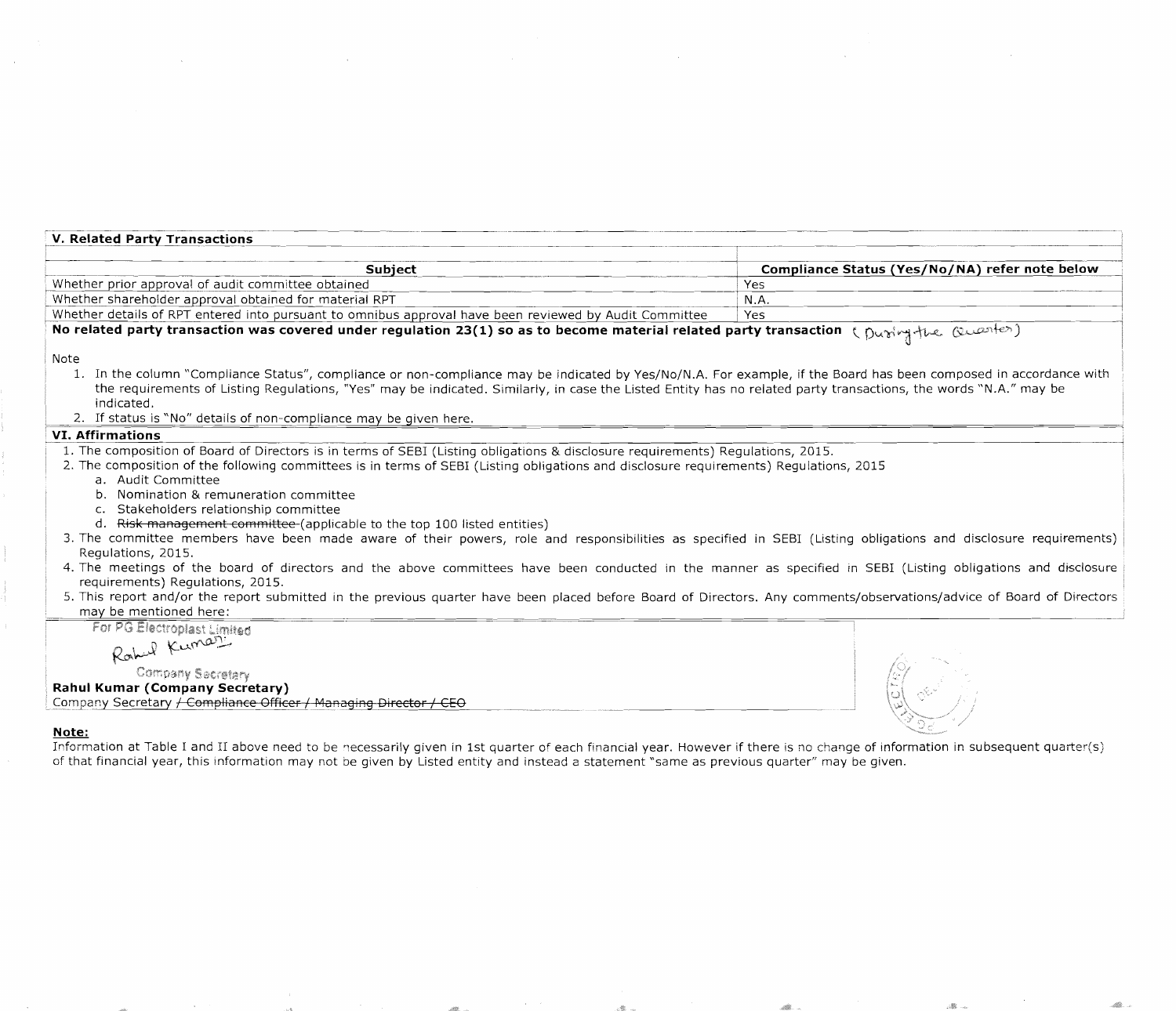## V. Related Party Transactions

| Subject | Compliance Status (Yes/No/NA) refer note below |
|---|---|
| Whether prior approval of audit committee obtained | Yes |
| Whether shareholder approval obtained for material RPT | N.A. |
| Whether details of RPT entered into pursuant to omnibus approval have been reviewed by Audit Committee | Yes |

**No related party transaction was covered under regulation 23(1) so as to become material related party transaction** (During the Quarter)

Note

1. In the column "Compliance Status", compliance or non-compliance may be indicated by Yes/No/N.A. For example, if the Board has been composed in accordance with the requirements of Listing Regulations, "Yes" may be indicated. Similarly, in case the Listed Entity has no related party transactions, the words "N.A." may be indicated.
2. If status is "No" details of non-compliance may be given here.

## VI. Affirmations

1. The composition of Board of Directors is in terms of SEBI (Listing obligations & disclosure requirements) Regulations, 2015.
2. The composition of the following committees is in terms of SEBI (Listing obligations and disclosure requirements) Regulations, 2015
   a. Audit Committee
   b. Nomination & remuneration committee
   c. Stakeholders relationship committee
   d. ~~Risk management committee~~ (applicable to the top 100 listed entities)
3. The committee members have been made aware of their powers, role and responsibilities as specified in SEBI (Listing obligations and disclosure requirements) Regulations, 2015.
4. The meetings of the board of directors and the above committees have been conducted in the manner as specified in SEBI (Listing obligations and disclosure requirements) Regulations, 2015.
5. This report and/or the report submitted in the previous quarter have been placed before Board of Directors. Any comments/observations/advice of Board of Directors may be mentioned here:

For PG Electroplast Limited

Rahul Kumar

Company Secretary

**Rahul Kumar (Company Secretary)**

Company Secretary ~~/ Compliance Officer / Managing Director / CEO~~

**Note:**

Information at Table I and II above need to be necessarily given in 1st quarter of each financial year. However if there is no change of information in subsequent quarter(s) of that financial year, this information may not be given by Listed entity and instead a statement "same as previous quarter" may be given.